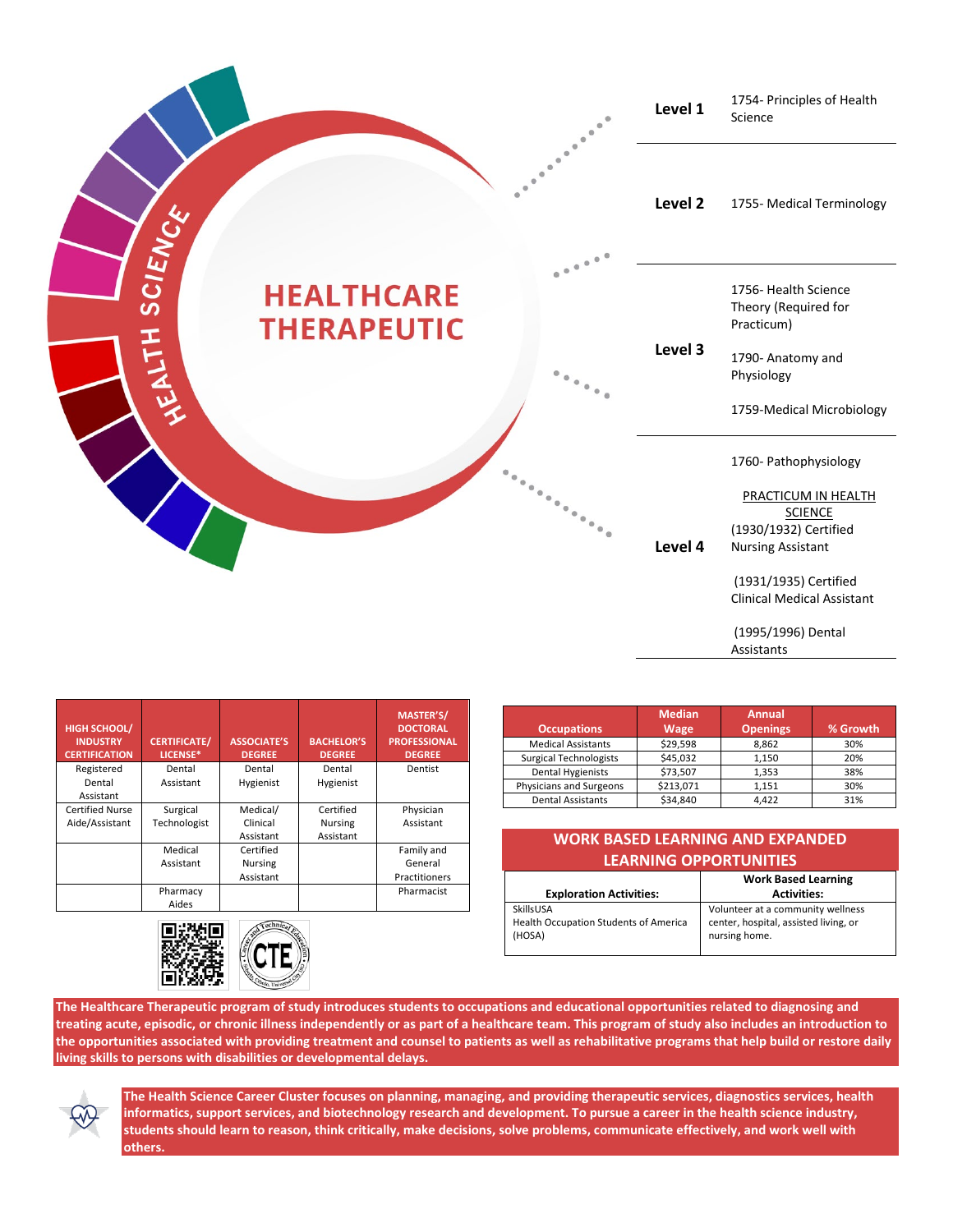# HEALTHCARE THERAPEUTIC

HEALTH SCIENCE

| Level | Courses |
|---|---|
| Level 1 | 1754- Principles of Health Science |
| Level 2 | 1755- Medical Terminology |
| Level 3 | 1756- Health Science Theory (Required for Practicum)<br><br>1790- Anatomy and Physiology<br><br>1759-Medical Microbiology |
| Level 4 | 1760- Pathophysiology<br><br>PRACTICUM IN HEALTH SCIENCE<br>(1930/1932) Certified Nursing Assistant<br><br>(1931/1935) Certified Clinical Medical Assistant<br><br>(1995/1996) Dental Assistants |

| HIGH SCHOOL/ INDUSTRY CERTIFICATION | CERTIFICATE/ LICENSE* | ASSOCIATE'S DEGREE | BACHELOR'S DEGREE | MASTER'S/ DOCTORAL PROFESSIONAL DEGREE |
|---|---|---|---|---|
| Registered Dental Assistant | Dental Assistant | Dental Hygienist | Dental Hygienist | Dentist |
| Certified Nurse Aide/Assistant | Surgical Technologist | Medical/ Clinical Assistant | Certified Nursing Assistant | Physician Assistant |
| | Medical Assistant | Certified Nursing Assistant | | Family and General Practitioners |
| | Pharmacy Aides | | | Pharmacist |

| Occupations | Median Wage | Annual Openings | % Growth |
|---|---|---|---|
| Medical Assistants | $29,598 | 8,862 | 30% |
| Surgical Technologists | $45,032 | 1,150 | 20% |
| Dental Hygienists | $73,507 | 1,353 | 38% |
| Physicians and Surgeons | $213,071 | 1,151 | 30% |
| Dental Assistants | $34,840 | 4,422 | 31% |

## WORK BASED LEARNING AND EXPANDED LEARNING OPPORTUNITIES

| Exploration Activities: | Work Based Learning Activities: |
|---|---|
| SkillsUSA<br>Health Occupation Students of America (HOSA) | Volunteer at a community wellness center, hospital, assisted living, or nursing home. |

**The Healthcare Therapeutic program of study introduces students to occupations and educational opportunities related to diagnosing and treating acute, episodic, or chronic illness independently or as part of a healthcare team. This program of study also includes an introduction to the opportunities associated with providing treatment and counsel to patients as well as rehabilitative programs that help build or restore daily living skills to persons with disabilities or developmental delays.**

**The Health Science Career Cluster focuses on planning, managing, and providing therapeutic services, diagnostics services, health informatics, support services, and biotechnology research and development. To pursue a career in the health science industry, students should learn to reason, think critically, make decisions, solve problems, communicate effectively, and work well with others.**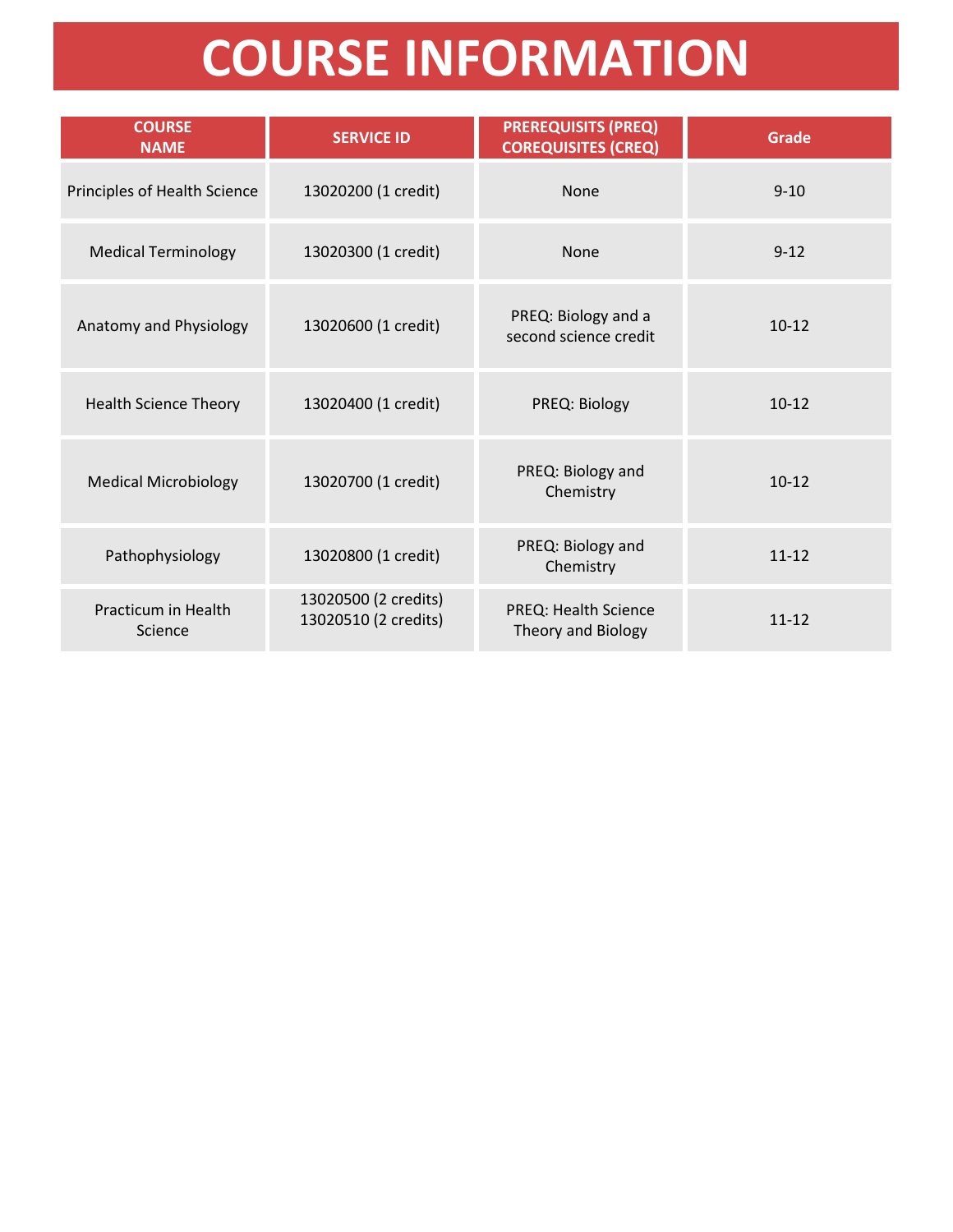# COURSE INFORMATION

| COURSE NAME | SERVICE ID | PREREQUISITS (PREQ) COREQUISITES (CREQ) | Grade |
|---|---|---|---|
| Principles of Health Science | 13020200 (1 credit) | None | 9-10 |
| Medical Terminology | 13020300 (1 credit) | None | 9-12 |
| Anatomy and Physiology | 13020600 (1 credit) | PREQ: Biology and a second science credit | 10-12 |
| Health Science Theory | 13020400 (1 credit) | PREQ: Biology | 10-12 |
| Medical Microbiology | 13020700 (1 credit) | PREQ: Biology and Chemistry | 10-12 |
| Pathophysiology | 13020800 (1 credit) | PREQ: Biology and Chemistry | 11-12 |
| Practicum in Health Science | 13020500 (2 credits) 13020510 (2 credits) | PREQ: Health Science Theory and Biology | 11-12 |